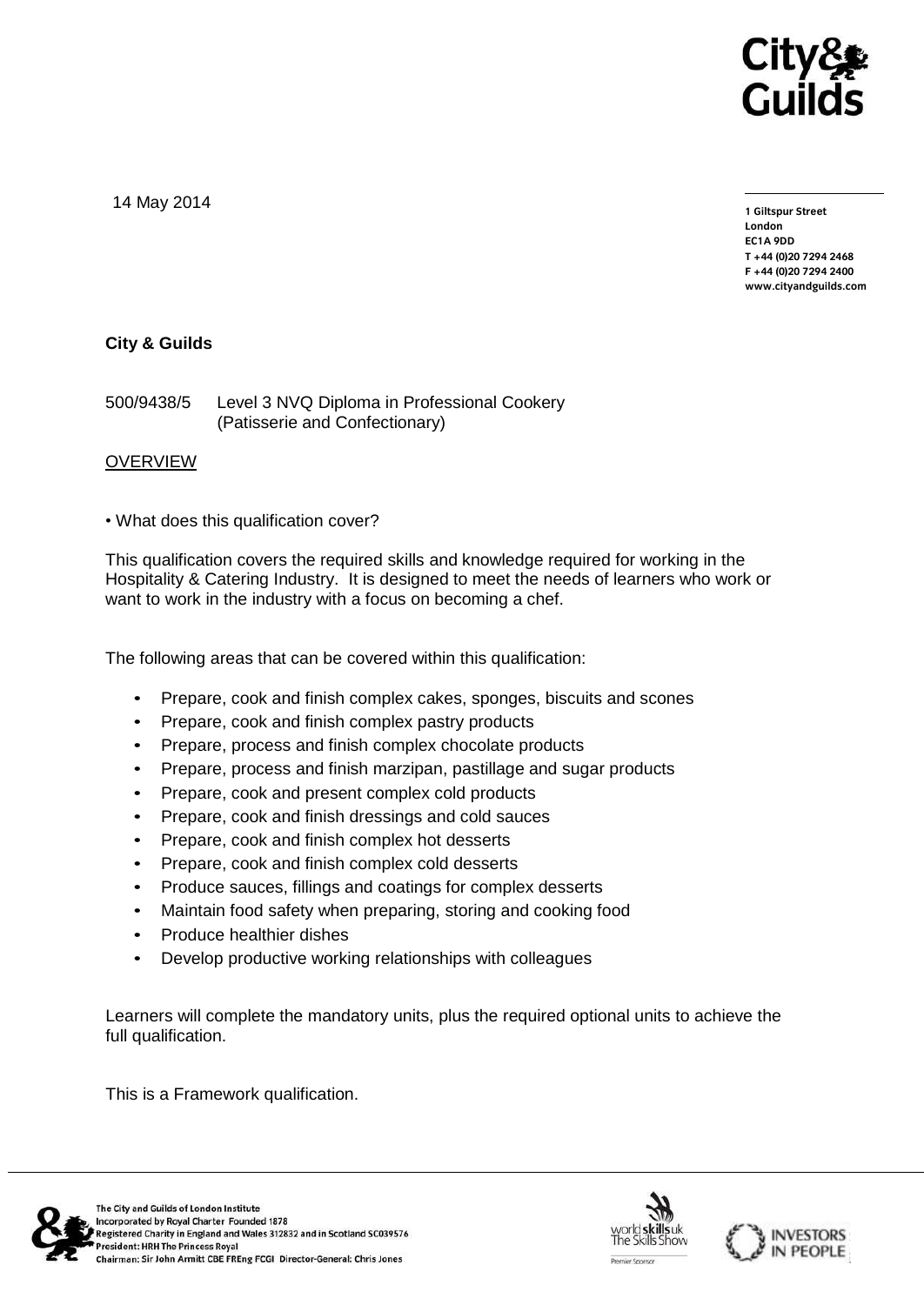14 May 2014

1 Giltspur Street
London
EC1A 9DD
T +44 (0)20 7294 2468
F +44 (0)20 7294 2400
www.cityandguilds.com

**City & Guilds**

500/9438/5 Level 3 NVQ Diploma in Professional Cookery (Patisserie and Confectionary)

## OVERVIEW

• What does this qualification cover?

This qualification covers the required skills and knowledge required for working in the Hospitality & Catering Industry. It is designed to meet the needs of learners who work or want to work in the industry with a focus on becoming a chef.

The following areas that can be covered within this qualification:

- Prepare, cook and finish complex cakes, sponges, biscuits and scones
- Prepare, cook and finish complex pastry products
- Prepare, process and finish complex chocolate products
- Prepare, process and finish marzipan, pastillage and sugar products
- Prepare, cook and present complex cold products
- Prepare, cook and finish dressings and cold sauces
- Prepare, cook and finish complex hot desserts
- Prepare, cook and finish complex cold desserts
- Produce sauces, fillings and coatings for complex desserts
- Maintain food safety when preparing, storing and cooking food
- Produce healthier dishes
- Develop productive working relationships with colleagues

Learners will complete the mandatory units, plus the required optional units to achieve the full qualification.

This is a Framework qualification.

The City and Guilds of London Institute
Incorporated by Royal Charter Founded 1878
Registered Charity in England and Wales 312832 and in Scotland SC039576
President: HRH The Princess Royal
Chairman: Sir John Armitt CBE FREng FCGI Director-General: Chris Jones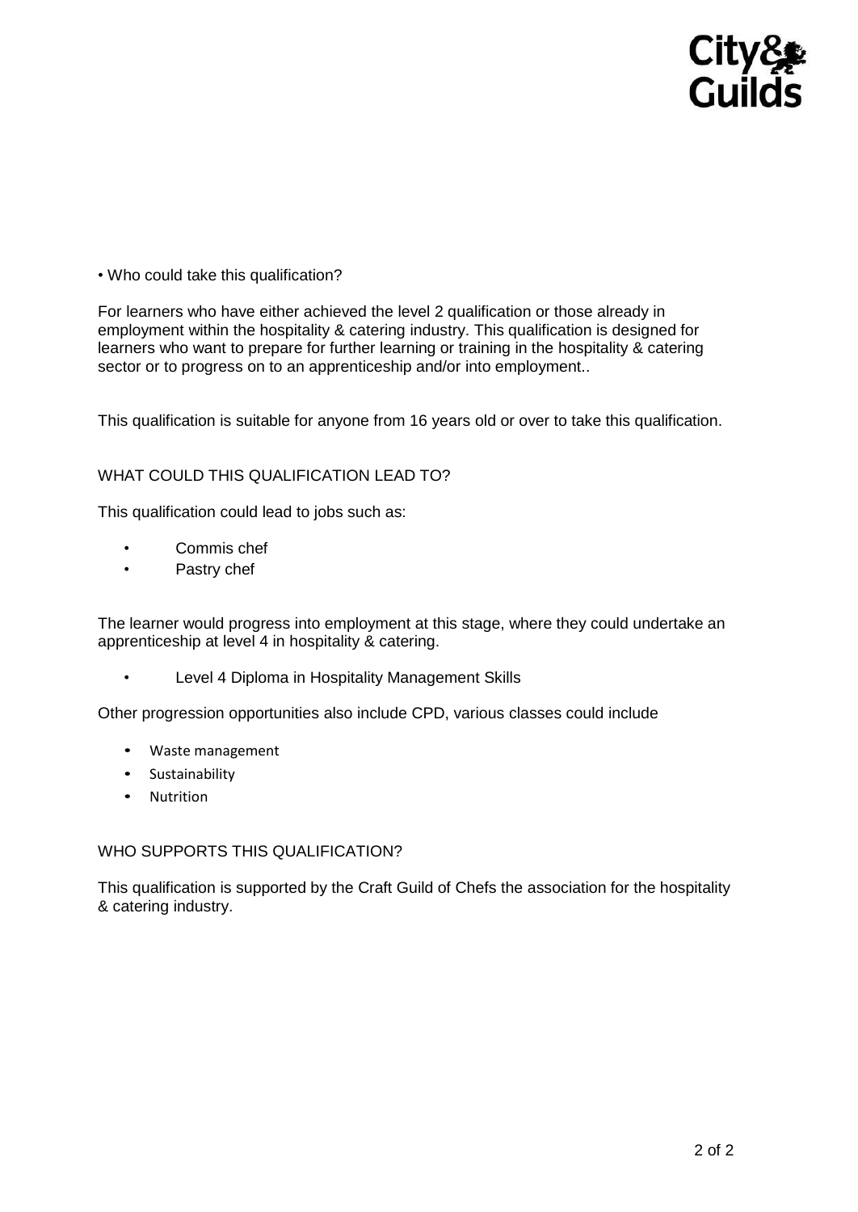• Who could take this qualification?

For learners who have either achieved the level 2 qualification or those already in employment within the hospitality & catering industry. This qualification is designed for learners who want to prepare for further learning or training in the hospitality & catering sector or to progress on to an apprenticeship and/or into employment..

This qualification is suitable for anyone from 16 years old or over to take this qualification.

## WHAT COULD THIS QUALIFICATION LEAD TO?

This qualification could lead to jobs such as:

- Commis chef
- Pastry chef

The learner would progress into employment at this stage, where they could undertake an apprenticeship at level 4 in hospitality & catering.

- Level 4 Diploma in Hospitality Management Skills

Other progression opportunities also include CPD, various classes could include

- Waste management
- Sustainability
- Nutrition

## WHO SUPPORTS THIS QUALIFICATION?

This qualification is supported by the Craft Guild of Chefs the association for the hospitality & catering industry.